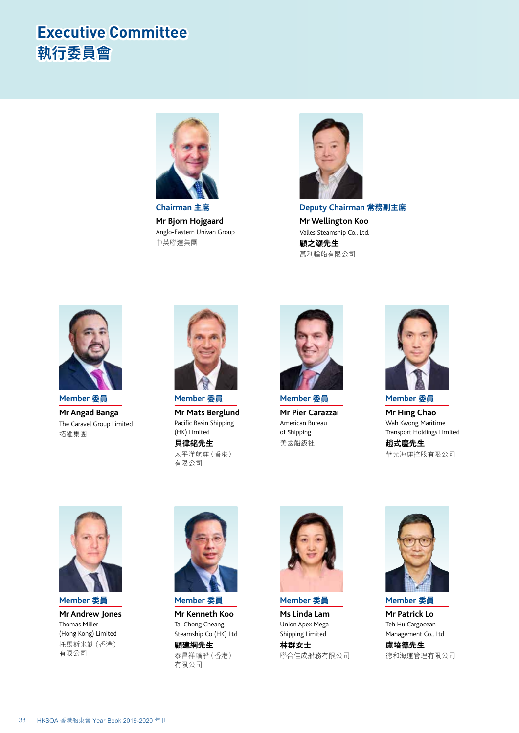# Executive Committee
# 執行委員會

**Chairman 主席**

**Mr Bjorn Hojgaard**
Anglo-Eastern Univan Group
中英聯運集團

**Deputy Chairman 常務副主席**

**Mr Wellington Koo**
Valles Steamship Co., Ltd.
**顧之灝先生**
萬利輪船有限公司

**Member 委員**

**Mr Angad Banga**
The Caravel Group Limited
拓維集團

**Member 委員**

**Mr Mats Berglund**
Pacific Basin Shipping (HK) Limited
**貝律銘先生**
太平洋航運（香港）有限公司

**Member 委員**

**Mr Pier Carazzai**
American Bureau of Shipping
美國船級社

**Member 委員**

**Mr Hing Chao**
Wah Kwong Maritime Transport Holdings Limited
**趙式慶先生**
華光海運控股有限公司

**Member 委員**

**Mr Andrew Jones**
Thomas Miller (Hong Kong) Limited
托馬斯米勒（香港）有限公司

**Member 委員**

**Mr Kenneth Koo**
Tai Chong Cheang Steamship Co (HK) Ltd
**顧建綱先生**
泰昌祥輪船（香港）有限公司

**Member 委員**

**Ms Linda Lam**
Union Apex Mega Shipping Limited
**林群女士**
聯合佳成船務有限公司

**Member 委員**

**Mr Patrick Lo**
Teh Hu Cargocean Management Co., Ltd
**盧培德先生**
德和海運管理有限公司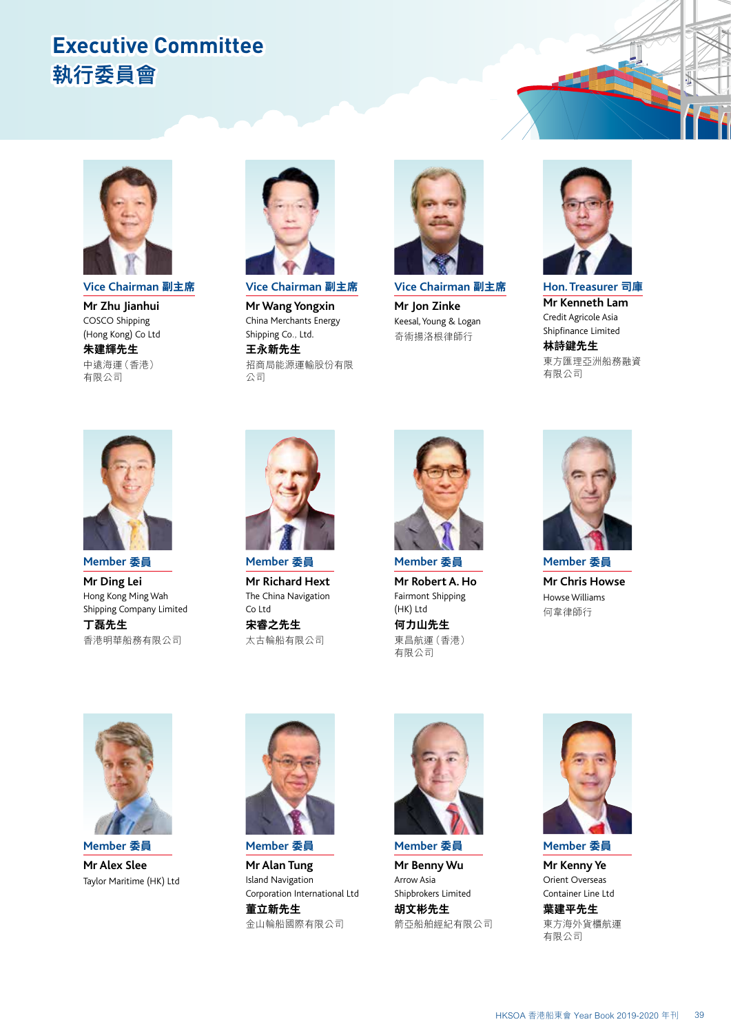# Executive Committee
# 執行委員會

**Vice Chairman 副主席**

**Mr Zhu Jianhui**
COSCO Shipping (Hong Kong) Co Ltd
**朱建輝先生**
中遠海運（香港）有限公司

**Vice Chairman 副主席**

**Mr Wang Yongxin**
China Merchants Energy Shipping Co., Ltd.
**王永新先生**
招商局能源運輸股份有限公司

**Vice Chairman 副主席**

**Mr Jon Zinke**
Keesal, Young & Logan
奇術揚洛根律師行

**Hon. Treasurer 司庫**

**Mr Kenneth Lam**
Credit Agricole Asia Shipfinance Limited
**林詩鍵先生**
東方匯理亞洲船務融資有限公司

**Member 委員**

**Mr Ding Lei**
Hong Kong Ming Wah Shipping Company Limited
**丁磊先生**
香港明華船務有限公司

**Member 委員**

**Mr Richard Hext**
The China Navigation Co Ltd
**宋睿之先生**
太古輪船有限公司

**Member 委員**

**Mr Robert A. Ho**
Fairmont Shipping (HK) Ltd
**何力山先生**
東昌航運（香港）有限公司

**Member 委員**

**Mr Chris Howse**
Howse Williams
何韋律師行

**Member 委員**

**Mr Alex Slee**
Taylor Maritime (HK) Ltd

**Member 委員**

**Mr Alan Tung**
Island Navigation Corporation International Ltd
**董立新先生**
金山輪船國際有限公司

**Member 委員**

**Mr Benny Wu**
Arrow Asia Shipbrokers Limited
**胡文彬先生**
箭亞船舶經紀有限公司

**Member 委員**

**Mr Kenny Ye**
Orient Overseas Container Line Ltd
**葉建平先生**
東方海外貨櫃航運有限公司